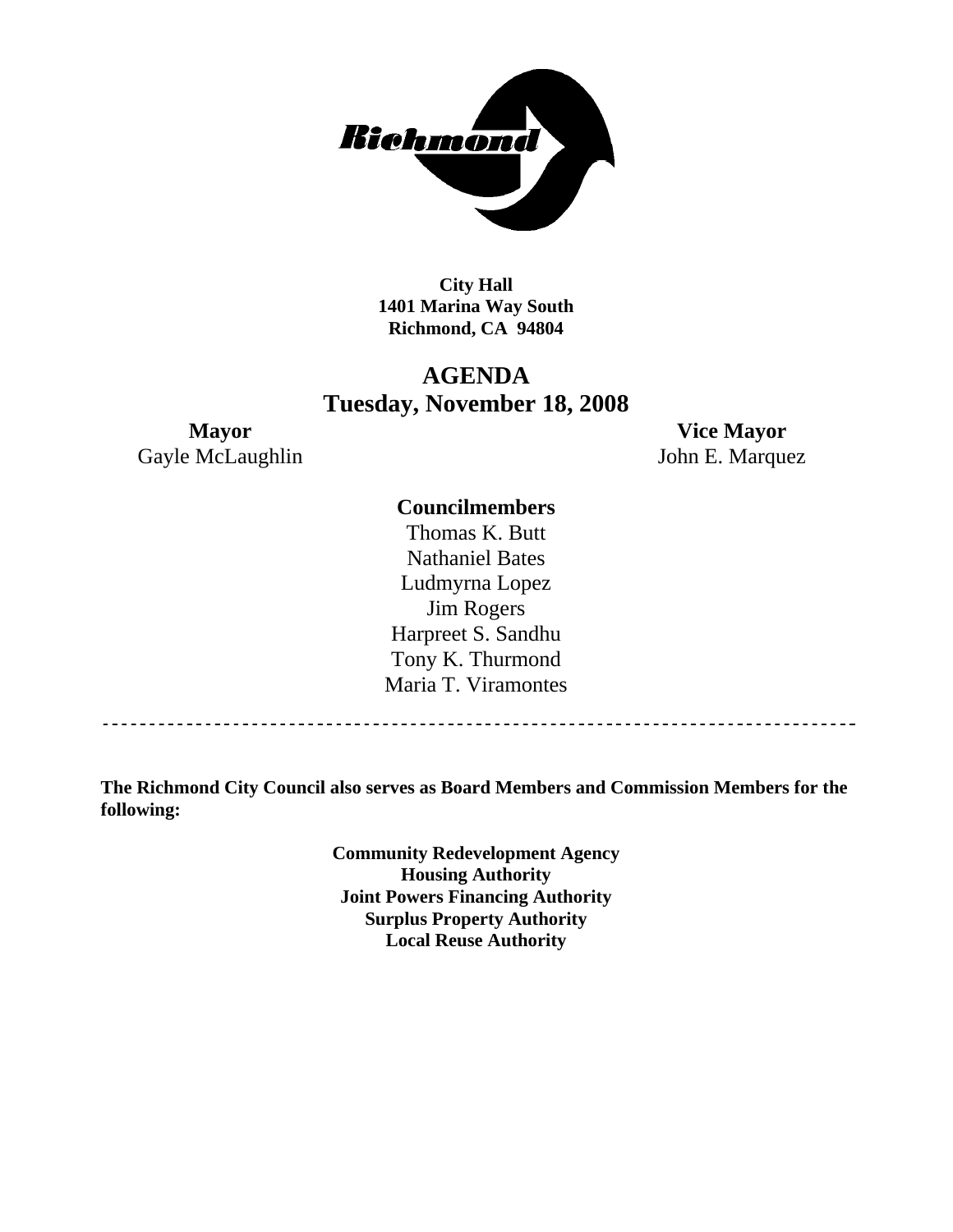Richmond

**City Hall**
**1401 Marina Way South**
**Richmond, CA 94804**

# AGENDA
## Tuesday, November 18, 2008

**Mayor**
Gayle McLaughlin

**Vice Mayor**
John E. Marquez

**Councilmembers**

Thomas K. Butt
Nathaniel Bates
Ludmyrna Lopez
Jim Rogers
Harpreet S. Sandhu
Tony K. Thurmond
Maria T. Viramontes

---

**The Richmond City Council also serves as Board Members and Commission Members for the following:**

**Community Redevelopment Agency**
**Housing Authority**
**Joint Powers Financing Authority**
**Surplus Property Authority**
**Local Reuse Authority**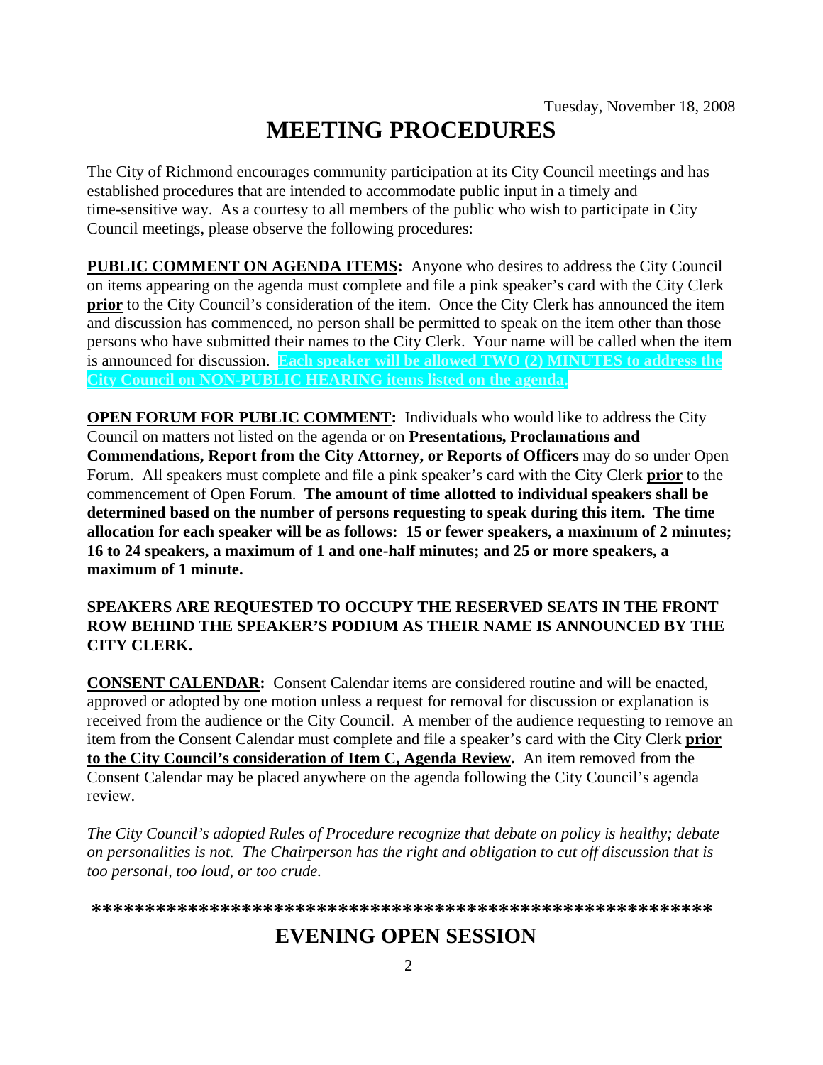Tuesday, November 18, 2008

# MEETING PROCEDURES

The City of Richmond encourages community participation at its City Council meetings and has established procedures that are intended to accommodate public input in a timely and time-sensitive way. As a courtesy to all members of the public who wish to participate in City Council meetings, please observe the following procedures:

**PUBLIC COMMENT ON AGENDA ITEMS:** Anyone who desires to address the City Council on items appearing on the agenda must complete and file a pink speaker's card with the City Clerk **prior** to the City Council's consideration of the item. Once the City Clerk has announced the item and discussion has commenced, no person shall be permitted to speak on the item other than those persons who have submitted their names to the City Clerk. Your name will be called when the item is announced for discussion. **Each speaker will be allowed TWO (2) MINUTES to address the City Council on NON-PUBLIC HEARING items listed on the agenda.**

**OPEN FORUM FOR PUBLIC COMMENT:** Individuals who would like to address the City Council on matters not listed on the agenda or on **Presentations, Proclamations and Commendations, Report from the City Attorney, or Reports of Officers** may do so under Open Forum. All speakers must complete and file a pink speaker's card with the City Clerk **prior** to the commencement of Open Forum. **The amount of time allotted to individual speakers shall be determined based on the number of persons requesting to speak during this item. The time allocation for each speaker will be as follows: 15 or fewer speakers, a maximum of 2 minutes; 16 to 24 speakers, a maximum of 1 and one-half minutes; and 25 or more speakers, a maximum of 1 minute.**

**SPEAKERS ARE REQUESTED TO OCCUPY THE RESERVED SEATS IN THE FRONT ROW BEHIND THE SPEAKER'S PODIUM AS THEIR NAME IS ANNOUNCED BY THE CITY CLERK.**

**CONSENT CALENDAR:** Consent Calendar items are considered routine and will be enacted, approved or adopted by one motion unless a request for removal for discussion or explanation is received from the audience or the City Council. A member of the audience requesting to remove an item from the Consent Calendar must complete and file a speaker's card with the City Clerk **prior to the City Council's consideration of Item C, Agenda Review.** An item removed from the Consent Calendar may be placed anywhere on the agenda following the City Council's agenda review.

*The City Council's adopted Rules of Procedure recognize that debate on policy is healthy; debate on personalities is not. The Chairperson has the right and obligation to cut off discussion that is too personal, too loud, or too crude.*

**********************************************************

# EVENING OPEN SESSION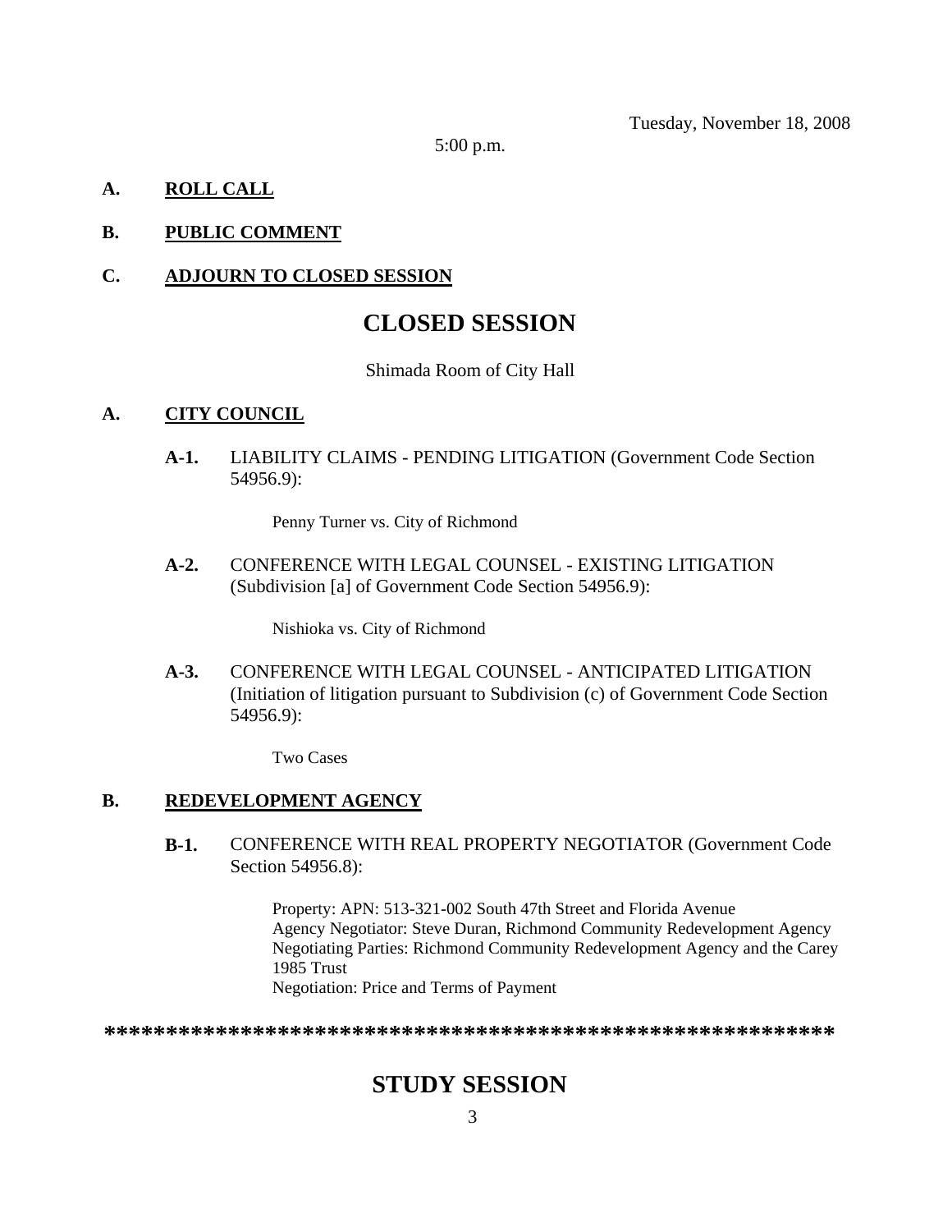Tuesday, November 18, 2008

5:00 p.m.

**A.** **ROLL CALL**

**B.** **PUBLIC COMMENT**

**C.** **ADJOURN TO CLOSED SESSION**

# CLOSED SESSION

Shimada Room of City Hall

**A.** **CITY COUNCIL**

**A-1.** LIABILITY CLAIMS - PENDING LITIGATION (Government Code Section 54956.9):

Penny Turner vs. City of Richmond

**A-2.** CONFERENCE WITH LEGAL COUNSEL - EXISTING LITIGATION (Subdivision [a] of Government Code Section 54956.9):

Nishioka vs. City of Richmond

**A-3.** CONFERENCE WITH LEGAL COUNSEL - ANTICIPATED LITIGATION (Initiation of litigation pursuant to Subdivision (c) of Government Code Section 54956.9):

Two Cases

**B.** **REDEVELOPMENT AGENCY**

**B-1.** CONFERENCE WITH REAL PROPERTY NEGOTIATOR (Government Code Section 54956.8):

Property: APN: 513-321-002 South 47th Street and Florida Avenue
Agency Negotiator: Steve Duran, Richmond Community Redevelopment Agency
Negotiating Parties: Richmond Community Redevelopment Agency and the Carey 1985 Trust
Negotiation: Price and Terms of Payment

**************************************************************

# STUDY SESSION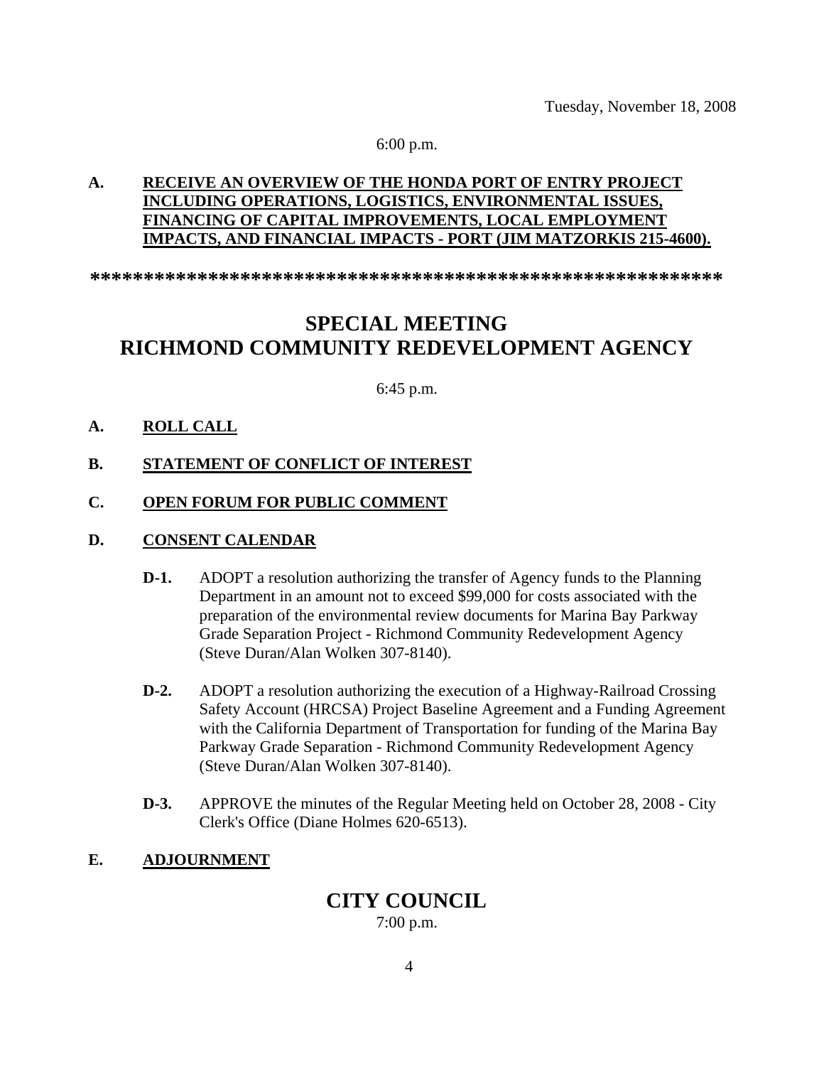Tuesday, November 18, 2008

6:00 p.m.

**A. RECEIVE AN OVERVIEW OF THE HONDA PORT OF ENTRY PROJECT INCLUDING OPERATIONS, LOGISTICS, ENVIRONMENTAL ISSUES, FINANCING OF CAPITAL IMPROVEMENTS, LOCAL EMPLOYMENT IMPACTS, AND FINANCIAL IMPACTS - PORT (JIM MATZORKIS 215-4600).**

**************************************************************

# SPECIAL MEETING
# RICHMOND COMMUNITY REDEVELOPMENT AGENCY

6:45 p.m.

**A. ROLL CALL**

**B. STATEMENT OF CONFLICT OF INTEREST**

**C. OPEN FORUM FOR PUBLIC COMMENT**

**D. CONSENT CALENDAR**

**D-1.** ADOPT a resolution authorizing the transfer of Agency funds to the Planning Department in an amount not to exceed $99,000 for costs associated with the preparation of the environmental review documents for Marina Bay Parkway Grade Separation Project - Richmond Community Redevelopment Agency (Steve Duran/Alan Wolken 307-8140).

**D-2.** ADOPT a resolution authorizing the execution of a Highway-Railroad Crossing Safety Account (HRCSA) Project Baseline Agreement and a Funding Agreement with the California Department of Transportation for funding of the Marina Bay Parkway Grade Separation - Richmond Community Redevelopment Agency (Steve Duran/Alan Wolken 307-8140).

**D-3.** APPROVE the minutes of the Regular Meeting held on October 28, 2008 - City Clerk's Office (Diane Holmes 620-6513).

**E. ADJOURNMENT**

# CITY COUNCIL

7:00 p.m.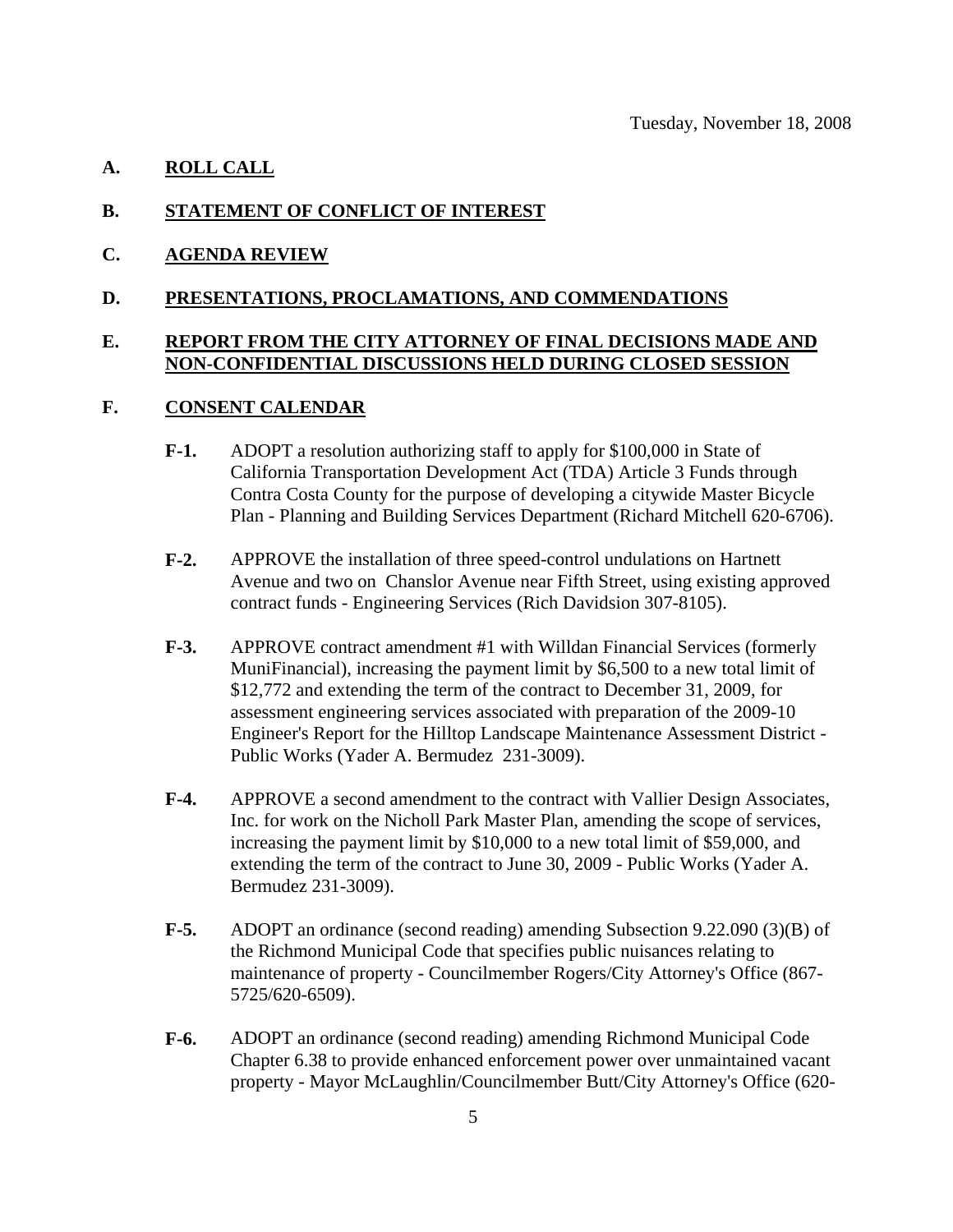Tuesday, November 18, 2008

**A. ROLL CALL**

**B. STATEMENT OF CONFLICT OF INTEREST**

**C. AGENDA REVIEW**

**D. PRESENTATIONS, PROCLAMATIONS, AND COMMENDATIONS**

**E. REPORT FROM THE CITY ATTORNEY OF FINAL DECISIONS MADE AND NON-CONFIDENTIAL DISCUSSIONS HELD DURING CLOSED SESSION**

**F. CONSENT CALENDAR**

**F-1.** ADOPT a resolution authorizing staff to apply for $100,000 in State of California Transportation Development Act (TDA) Article 3 Funds through Contra Costa County for the purpose of developing a citywide Master Bicycle Plan - Planning and Building Services Department (Richard Mitchell 620-6706).

**F-2.** APPROVE the installation of three speed-control undulations on Hartnett Avenue and two on Chanslor Avenue near Fifth Street, using existing approved contract funds - Engineering Services (Rich Davidsion 307-8105).

**F-3.** APPROVE contract amendment #1 with Willdan Financial Services (formerly MuniFinancial), increasing the payment limit by $6,500 to a new total limit of $12,772 and extending the term of the contract to December 31, 2009, for assessment engineering services associated with preparation of the 2009-10 Engineer's Report for the Hilltop Landscape Maintenance Assessment District - Public Works (Yader A. Bermudez 231-3009).

**F-4.** APPROVE a second amendment to the contract with Vallier Design Associates, Inc. for work on the Nicholl Park Master Plan, amending the scope of services, increasing the payment limit by $10,000 to a new total limit of $59,000, and extending the term of the contract to June 30, 2009 - Public Works (Yader A. Bermudez 231-3009).

**F-5.** ADOPT an ordinance (second reading) amending Subsection 9.22.090 (3)(B) of the Richmond Municipal Code that specifies public nuisances relating to maintenance of property - Councilmember Rogers/City Attorney's Office (867-5725/620-6509).

**F-6.** ADOPT an ordinance (second reading) amending Richmond Municipal Code Chapter 6.38 to provide enhanced enforcement power over unmaintained vacant property - Mayor McLaughlin/Councilmember Butt/City Attorney's Office (620-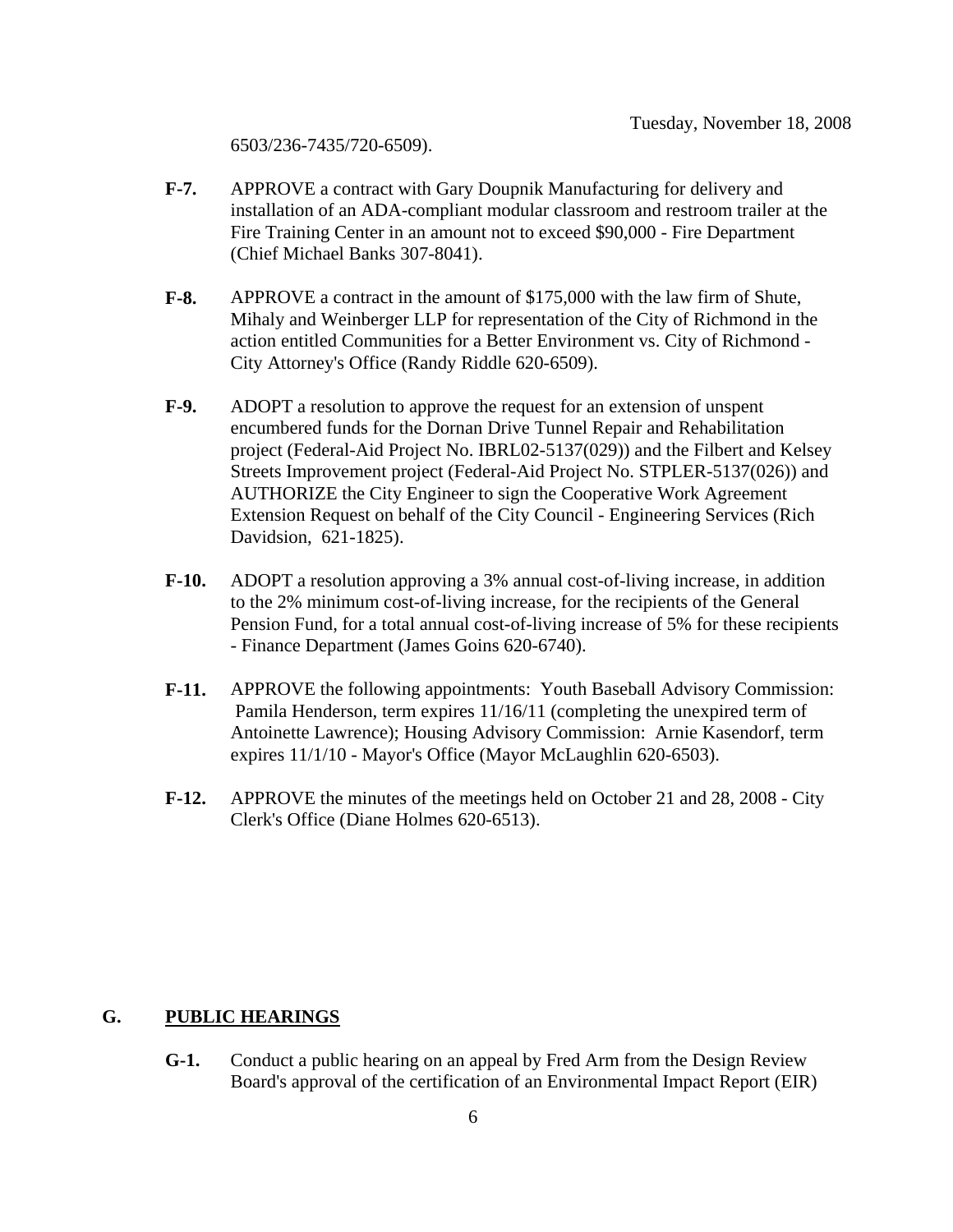6503/236-7435/720-6509).

**F-7.** APPROVE a contract with Gary Doupnik Manufacturing for delivery and installation of an ADA-compliant modular classroom and restroom trailer at the Fire Training Center in an amount not to exceed $90,000 - Fire Department (Chief Michael Banks 307-8041).

**F-8.** APPROVE a contract in the amount of $175,000 with the law firm of Shute, Mihaly and Weinberger LLP for representation of the City of Richmond in the action entitled Communities for a Better Environment vs. City of Richmond - City Attorney's Office (Randy Riddle 620-6509).

**F-9.** ADOPT a resolution to approve the request for an extension of unspent encumbered funds for the Dornan Drive Tunnel Repair and Rehabilitation project (Federal-Aid Project No. IBRL02-5137(029)) and the Filbert and Kelsey Streets Improvement project (Federal-Aid Project No. STPLER-5137(026)) and AUTHORIZE the City Engineer to sign the Cooperative Work Agreement Extension Request on behalf of the City Council - Engineering Services (Rich Davidsion, 621-1825).

**F-10.** ADOPT a resolution approving a 3% annual cost-of-living increase, in addition to the 2% minimum cost-of-living increase, for the recipients of the General Pension Fund, for a total annual cost-of-living increase of 5% for these recipients - Finance Department (James Goins 620-6740).

**F-11.** APPROVE the following appointments: Youth Baseball Advisory Commission: Pamila Henderson, term expires 11/16/11 (completing the unexpired term of Antoinette Lawrence); Housing Advisory Commission: Arnie Kasendorf, term expires 11/1/10 - Mayor's Office (Mayor McLaughlin 620-6503).

**F-12.** APPROVE the minutes of the meetings held on October 21 and 28, 2008 - City Clerk's Office (Diane Holmes 620-6513).

## G. PUBLIC HEARINGS

**G-1.** Conduct a public hearing on an appeal by Fred Arm from the Design Review Board's approval of the certification of an Environmental Impact Report (EIR)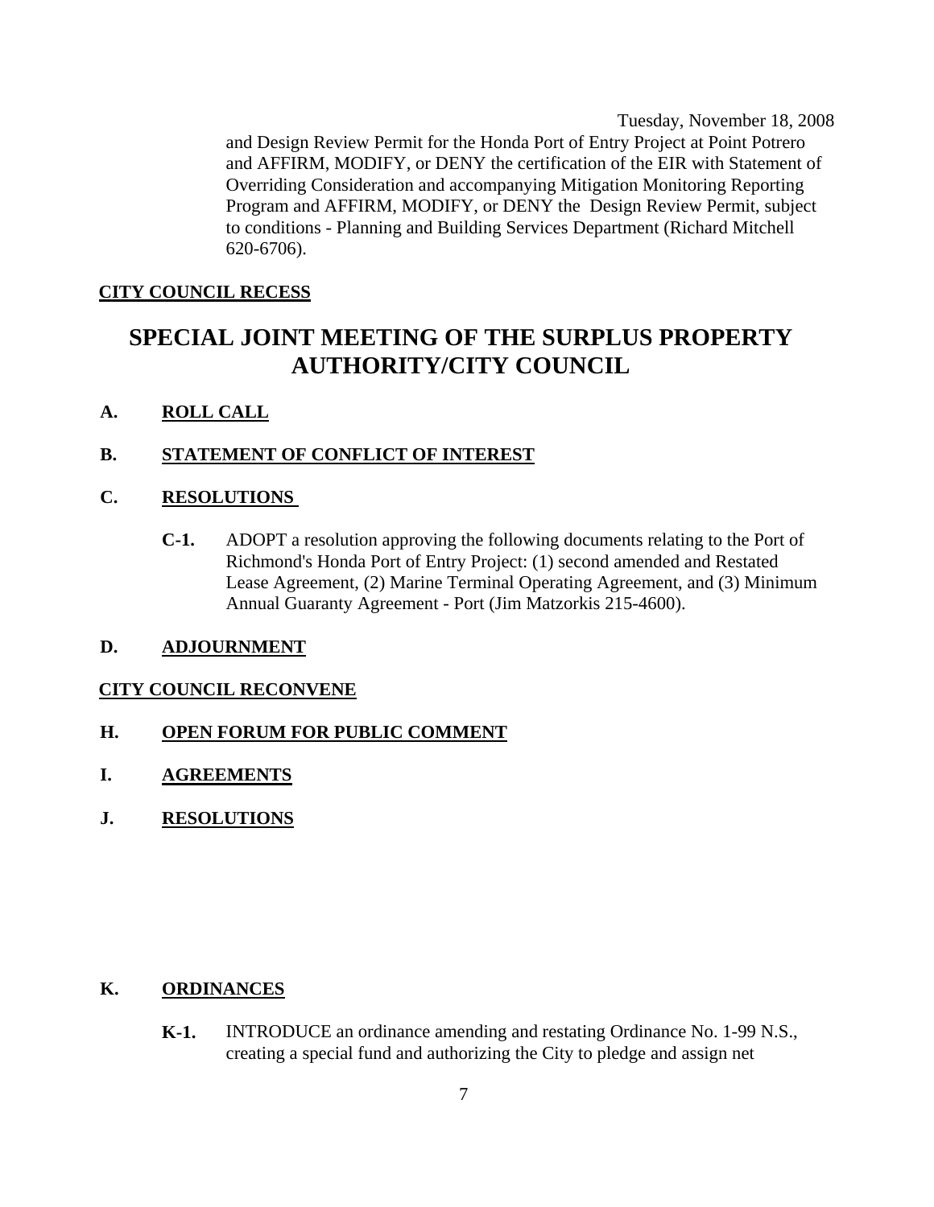and Design Review Permit for the Honda Port of Entry Project at Point Potrero and AFFIRM, MODIFY, or DENY the certification of the EIR with Statement of Overriding Consideration and accompanying Mitigation Monitoring Reporting Program and AFFIRM, MODIFY, or DENY the Design Review Permit, subject to conditions - Planning and Building Services Department (Richard Mitchell 620-6706).

**CITY COUNCIL RECESS**

# SPECIAL JOINT MEETING OF THE SURPLUS PROPERTY AUTHORITY/CITY COUNCIL

**A. ROLL CALL**

**B. STATEMENT OF CONFLICT OF INTEREST**

**C. RESOLUTIONS**

**C-1.** ADOPT a resolution approving the following documents relating to the Port of Richmond's Honda Port of Entry Project: (1) second amended and Restated Lease Agreement, (2) Marine Terminal Operating Agreement, and (3) Minimum Annual Guaranty Agreement - Port (Jim Matzorkis 215-4600).

**D. ADJOURNMENT**

**CITY COUNCIL RECONVENE**

**H. OPEN FORUM FOR PUBLIC COMMENT**

**I. AGREEMENTS**

**J. RESOLUTIONS**

**K. ORDINANCES**

**K-1.** INTRODUCE an ordinance amending and restating Ordinance No. 1-99 N.S., creating a special fund and authorizing the City to pledge and assign net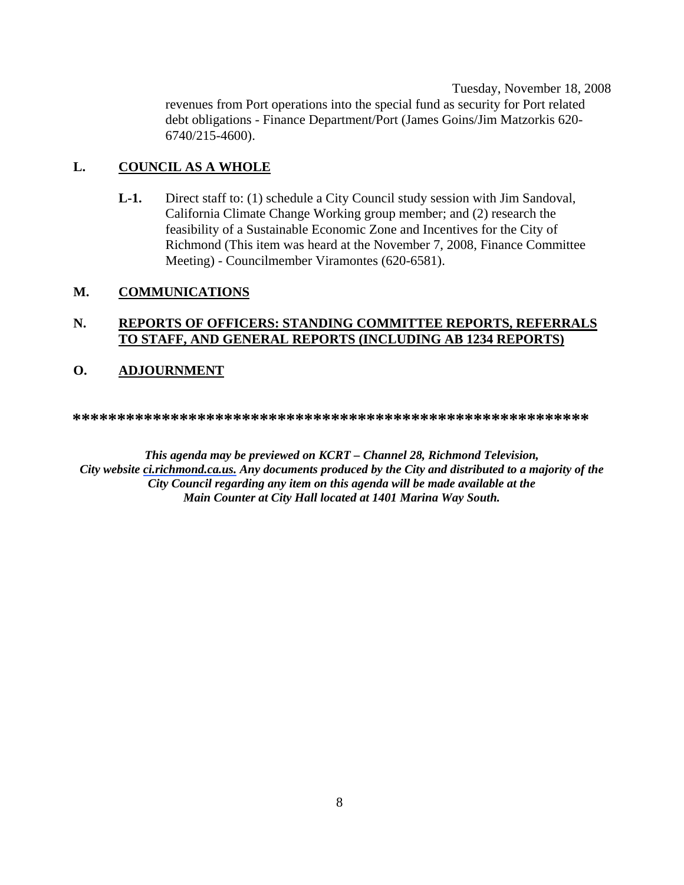revenues from Port operations into the special fund as security for Port related debt obligations - Finance Department/Port (James Goins/Jim Matzorkis 620-6740/215-4600).

## L. COUNCIL AS A WHOLE

**L-1.** Direct staff to: (1) schedule a City Council study session with Jim Sandoval, California Climate Change Working group member; and (2) research the feasibility of a Sustainable Economic Zone and Incentives for the City of Richmond (This item was heard at the November 7, 2008, Finance Committee Meeting) - Councilmember Viramontes (620-6581).

## M. COMMUNICATIONS

## N. REPORTS OF OFFICERS: STANDING COMMITTEE REPORTS, REFERRALS TO STAFF, AND GENERAL REPORTS (INCLUDING AB 1234 REPORTS)

## O. ADJOURNMENT

**********************************************************

***This agenda may be previewed on KCRT – Channel 28, Richmond Television, City website ci.richmond.ca.us. Any documents produced by the City and distributed to a majority of the City Council regarding any item on this agenda will be made available at the Main Counter at City Hall located at 1401 Marina Way South.***